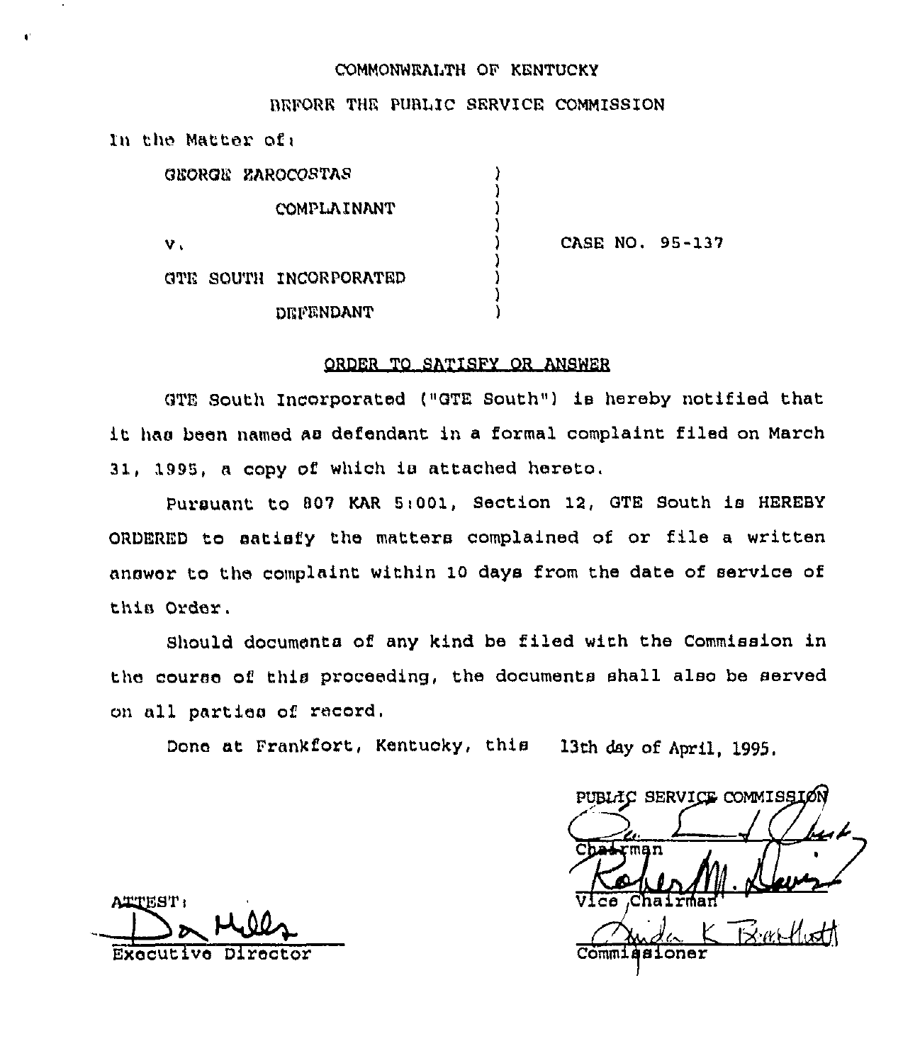COMMONWEALTH OF KENTUCKY

BEFORE THE PUBLIC SERVICE COMMISSION

In the Matter of:

| | | |
|---|---|---|
| GEORGE ZAROCOSTAS | ) | |
| COMPLAINANT | ) | |
| v. | ) | CASE NO. 95-137 |
| GTE SOUTH INCORPORATED | ) | |
| DEFENDANT | ) | |

## ORDER TO SATISFY OR ANSWER

GTE South Incorporated ("GTE South") is hereby notified that it has been named as defendant in a formal complaint filed on March 31, 1995, a copy of which is attached hereto.

Pursuant to 807 KAR 5:001, Section 12, GTE South is HEREBY ORDERED to satisfy the matters complained of or file a written answer to the complaint within 10 days from the date of service of this Order.

Should documents of any kind be filed with the Commission in the course of this proceeding, the documents shall also be served on all parties of record.

Done at Frankfort, Kentucky, this 13th day of April, 1995.

PUBLIC SERVICE COMMISSION

Chairman

Vice Chairman

Commissioner

ATTEST:

Executive Director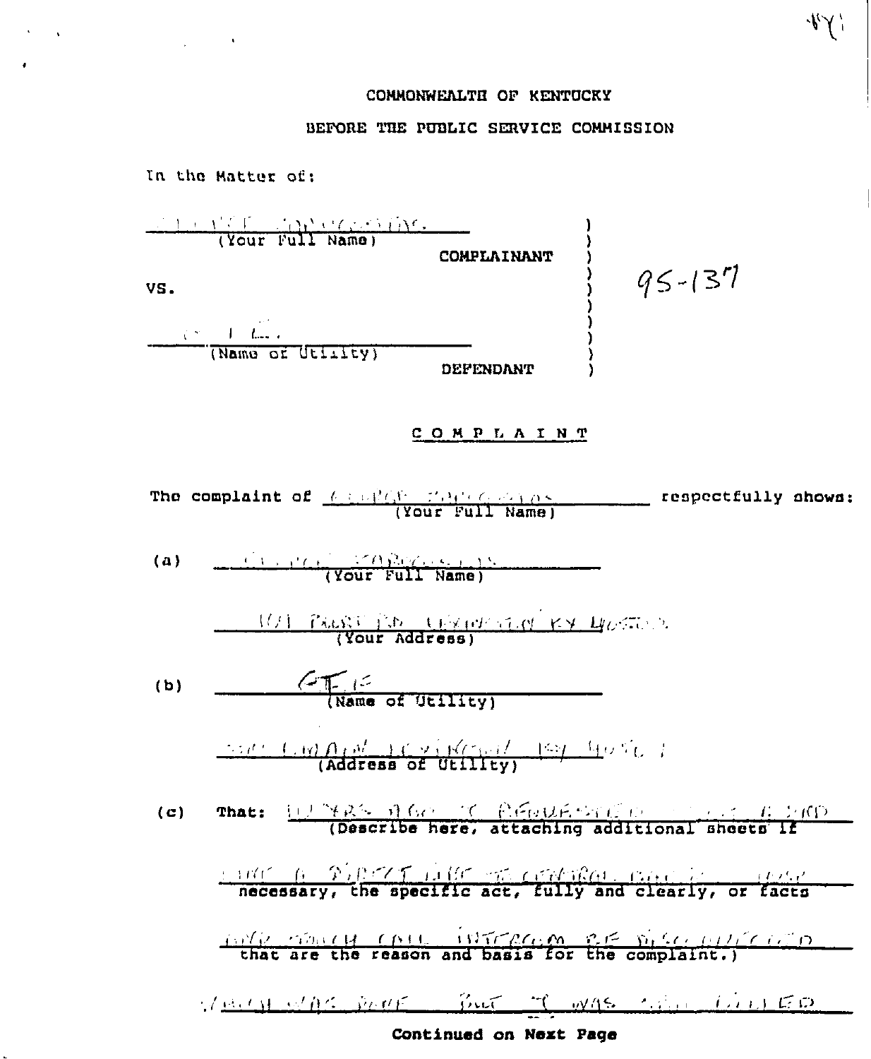COMMONWEALTH OF KENTUCKY

BEFORE THE PUBLIC SERVICE COMMISSION

In the Matter of:

| | | |
|---|---|---|
| ______________________ (Your Full Name) | COMPLAINANT | ) |
| VS. | | ) 95-137 |
| GTE (Name of Utility) | DEFENDANT | ) |

## C O M P L A I N T

The complaint of ______________________ (Your Full Name) respectfully shows:

(a) ______________________ (Your Full Name)

______________________ Lexington KY 405__ (Your Address)

(b) GTE (Name of Utility)

______________________ Lexington KY 40__ (Address of Utility)

(c) That: 11 yrs ago I requested ______________________ (Describe here, attaching additional sheets if

______ a direct line to central office ______ necessary, the specific act, fully and clearly, or facts

______ intercom be disconnected that are the reason and basis for the complaint.)

which was done but I was still billed

**Continued on Next Page**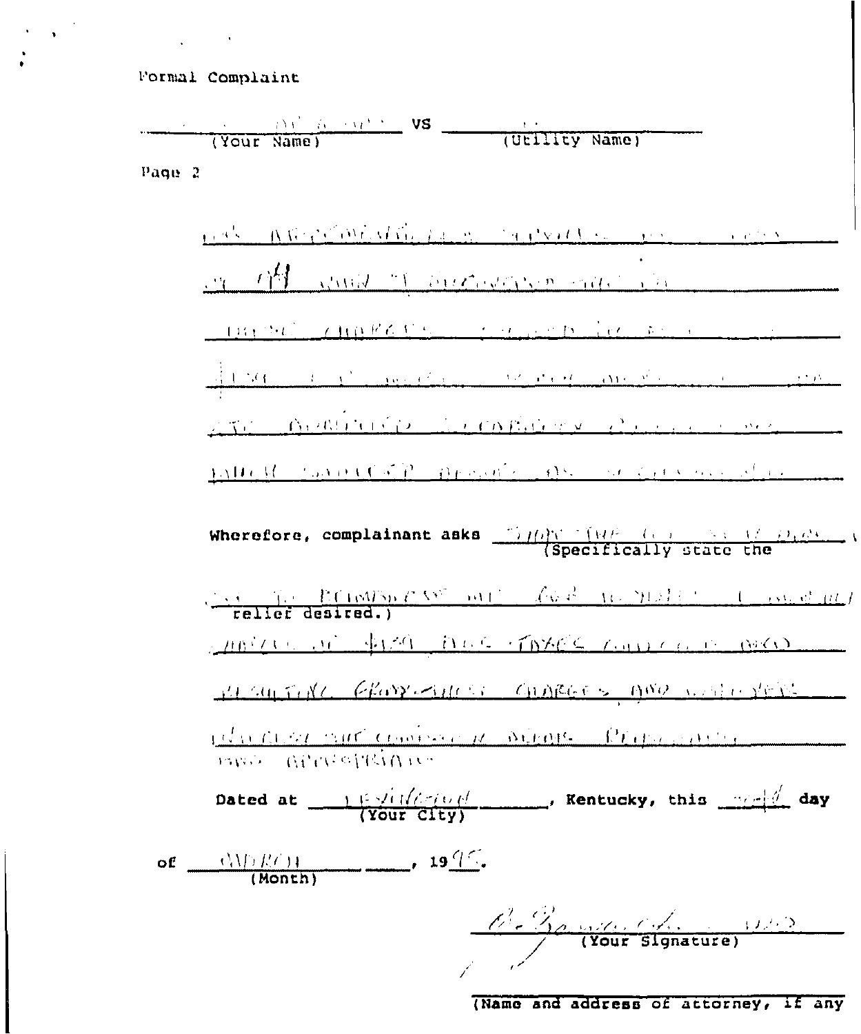Formal Complaint

______________ VS ______________
(Your Name) (Utility Name)

Page 2

Wherefore, complainant asks ______________ (Specifically state the relief desired.)

Dated at ______________, Kentucky, this ______ day
(Your City)

of ______________, 1995.
(Month)

______________
(Your Signature)

______________
(Name and address of attorney, if any